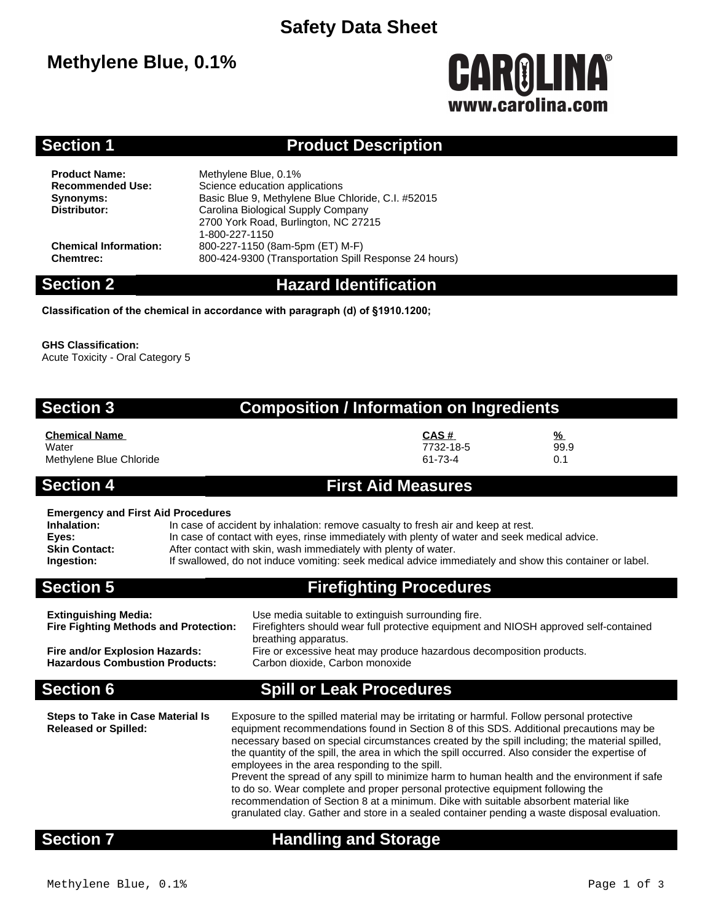# Safety Data Sheet

## Methylene Blue, 0.1%

CAROLINA®
www.carolina.com

## Section 1 Product Description

**Product Name:** Methylene Blue, 0.1%
**Recommended Use:** Science education applications
**Synonyms:** Basic Blue 9, Methylene Blue Chloride, C.I. #52015
**Distributor:** Carolina Biological Supply Company
2700 York Road, Burlington, NC 27215
1-800-227-1150
**Chemical Information:** 800-227-1150 (8am-5pm (ET) M-F)
**Chemtrec:** 800-424-9300 (Transportation Spill Response 24 hours)

## Section 2 Hazard Identification

**Classification of the chemical in accordance with paragraph (d) of §1910.1200;**

**GHS Classification:**
Acute Toxicity - Oral Category 5

## Section 3 Composition / Information on Ingredients

| Chemical Name | CAS # | % |
|---|---|---|
| Water | 7732-18-5 | 99.9 |
| Methylene Blue Chloride | 61-73-4 | 0.1 |

## Section 4 First Aid Measures

**Emergency and First Aid Procedures**
**Inhalation:** In case of accident by inhalation: remove casualty to fresh air and keep at rest.
**Eyes:** In case of contact with eyes, rinse immediately with plenty of water and seek medical advice.
**Skin Contact:** After contact with skin, wash immediately with plenty of water.
**Ingestion:** If swallowed, do not induce vomiting: seek medical advice immediately and show this container or label.

## Section 5 Firefighting Procedures

**Extinguishing Media:** Use media suitable to extinguish surrounding fire.
**Fire Fighting Methods and Protection:** Firefighters should wear full protective equipment and NIOSH approved self-contained breathing apparatus.
**Fire and/or Explosion Hazards:** Fire or excessive heat may produce hazardous decomposition products.
**Hazardous Combustion Products:** Carbon dioxide, Carbon monoxide

## Section 6 Spill or Leak Procedures

**Steps to Take in Case Material Is Released or Spilled:** Exposure to the spilled material may be irritating or harmful. Follow personal protective equipment recommendations found in Section 8 of this SDS. Additional precautions may be necessary based on special circumstances created by the spill including; the material spilled, the quantity of the spill, the area in which the spill occurred. Also consider the expertise of employees in the area responding to the spill.
Prevent the spread of any spill to minimize harm to human health and the environment if safe to do so. Wear complete and proper personal protective equipment following the recommendation of Section 8 at a minimum. Dike with suitable absorbent material like granulated clay. Gather and store in a sealed container pending a waste disposal evaluation.

## Section 7 Handling and Storage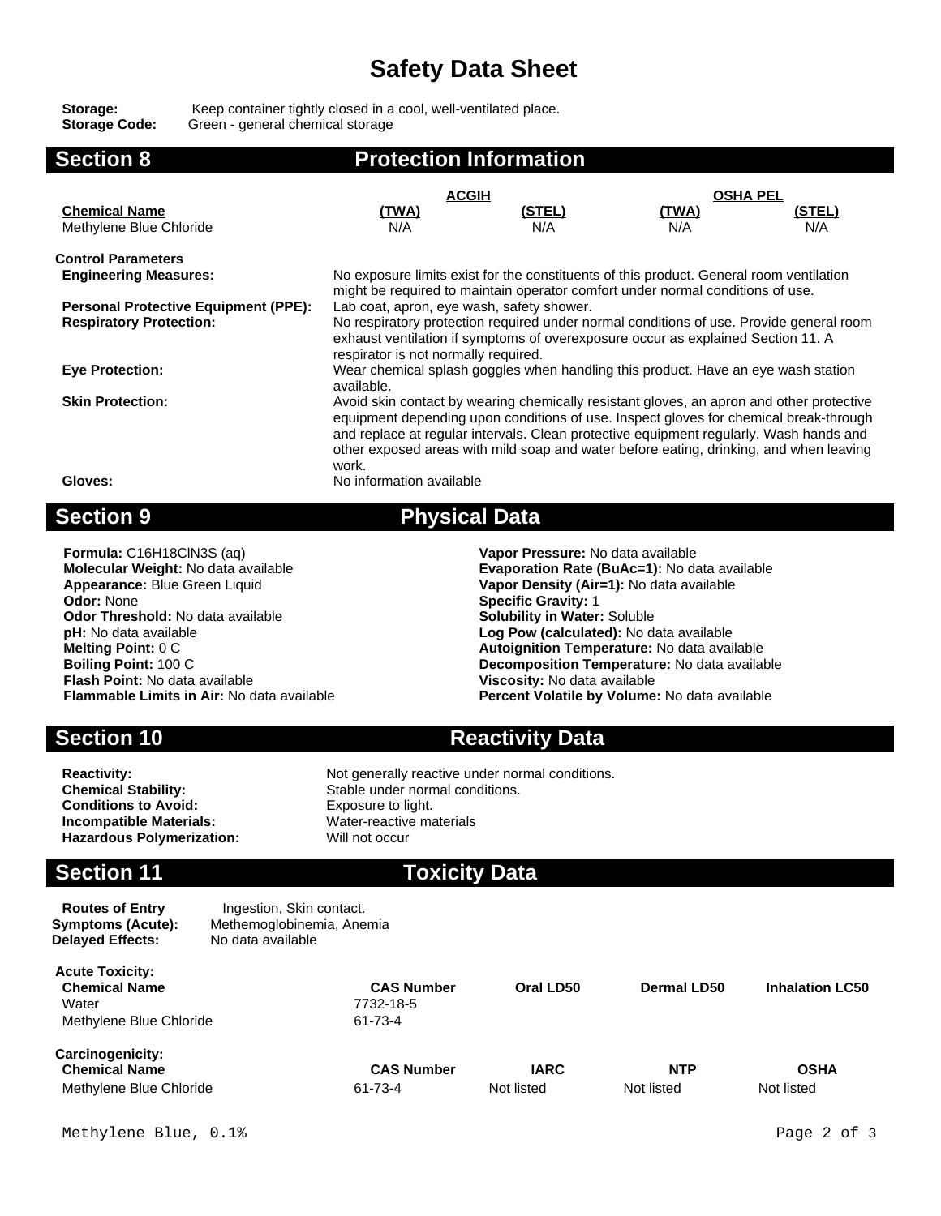# Safety Data Sheet

**Storage:** Keep container tightly closed in a cool, well-ventilated place.
**Storage Code:** Green - general chemical storage

## Section 8 Protection Information

| Chemical Name | ACGIH (TWA) | ACGIH (STEL) | OSHA PEL (TWA) | OSHA PEL (STEL) |
|---|---|---|---|---|
| Methylene Blue Chloride | N/A | N/A | N/A | N/A |

**Control Parameters**

**Engineering Measures:** No exposure limits exist for the constituents of this product. General room ventilation might be required to maintain operator comfort under normal conditions of use.

**Personal Protective Equipment (PPE):** Lab coat, apron, eye wash, safety shower.

**Respiratory Protection:** No respiratory protection required under normal conditions of use. Provide general room exhaust ventilation if symptoms of overexposure occur as explained Section 11. A respirator is not normally required.

**Eye Protection:** Wear chemical splash goggles when handling this product. Have an eye wash station available.

**Skin Protection:** Avoid skin contact by wearing chemically resistant gloves, an apron and other protective equipment depending upon conditions of use. Inspect gloves for chemical break-through and replace at regular intervals. Clean protective equipment regularly. Wash hands and other exposed areas with mild soap and water before eating, drinking, and when leaving work.

**Gloves:** No information available

## Section 9 Physical Data

**Formula:** $C_{16}H_{18}ClN_3S$ (aq)
**Molecular Weight:** No data available
**Appearance:** Blue Green Liquid
**Odor:** None
**Odor Threshold:** No data available
**pH:** No data available
**Melting Point:** 0 C
**Boiling Point:** 100 C
**Flash Point:** No data available
**Flammable Limits in Air:** No data available

**Vapor Pressure:** No data available
**Evaporation Rate (BuAc=1):** No data available
**Vapor Density (Air=1):** No data available
**Specific Gravity:** 1
**Solubility in Water:** Soluble
**Log Pow (calculated):** No data available
**Autoignition Temperature:** No data available
**Decomposition Temperature:** No data available
**Viscosity:** No data available
**Percent Volatile by Volume:** No data available

## Section 10 Reactivity Data

**Reactivity:** Not generally reactive under normal conditions.
**Chemical Stability:** Stable under normal conditions.
**Conditions to Avoid:** Exposure to light.
**Incompatible Materials:** Water-reactive materials
**Hazardous Polymerization:** Will not occur

## Section 11 Toxicity Data

**Routes of Entry** Ingestion, Skin contact.
**Symptoms (Acute):** Methemoglobinemia, Anemia
**Delayed Effects:** No data available

**Acute Toxicity:**

| Chemical Name | CAS Number | Oral LD50 | Dermal LD50 | Inhalation LC50 |
|---|---|---|---|---|
| Water | 7732-18-5 | | | |
| Methylene Blue Chloride | 61-73-4 | | | |

**Carcinogenicity:**

| Chemical Name | CAS Number | IARC | NTP | OSHA |
|---|---|---|---|---|
| Methylene Blue Chloride | 61-73-4 | Not listed | Not listed | Not listed |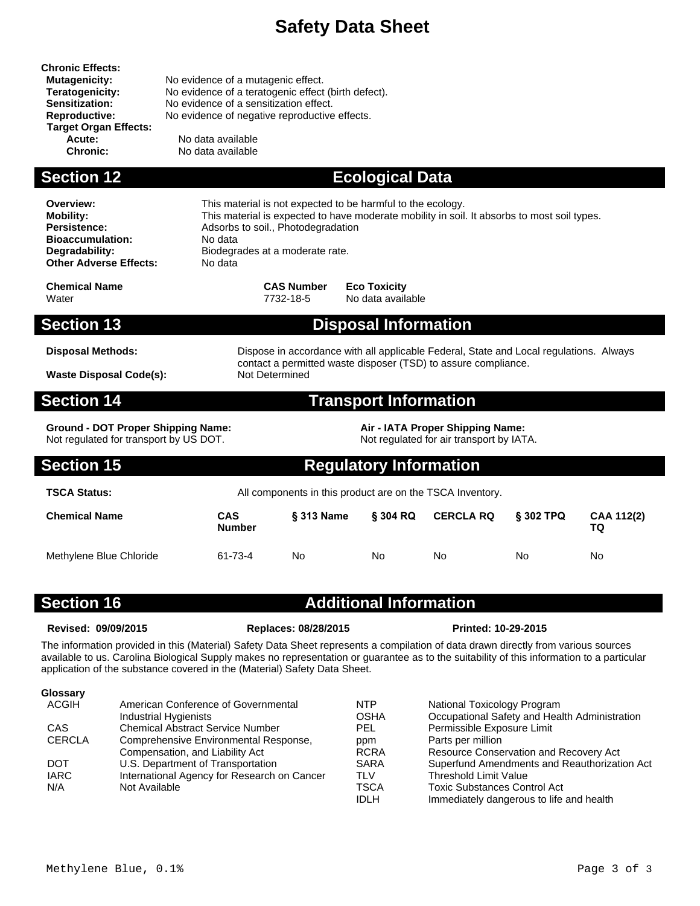# Safety Data Sheet

**Chronic Effects:**

**Mutagenicity:** No evidence of a mutagenic effect.
**Teratogenicity:** No evidence of a teratogenic effect (birth defect).
**Sensitization:** No evidence of a sensitization effect.
**Reproductive:** No evidence of negative reproductive effects.
**Target Organ Effects:**
**Acute:** No data available
**Chronic:** No data available

## Section 12 Ecological Data

**Overview:** This material is not expected to be harmful to the ecology.
**Mobility:** This material is expected to have moderate mobility in soil. It absorbs to most soil types.
**Persistence:** Adsorbs to soil., Photodegradation
**Bioaccumulation:** No data
**Degradability:** Biodegrades at a moderate rate.
**Other Adverse Effects:** No data

| Chemical Name | CAS Number | Eco Toxicity |
|---|---|---|
| Water | 7732-18-5 | No data available |

## Section 13 Disposal Information

**Disposal Methods:** Dispose in accordance with all applicable Federal, State and Local regulations. Always contact a permitted waste disposer (TSD) to assure compliance.

**Waste Disposal Code(s):** Not Determined

## Section 14 Transport Information

**Ground - DOT Proper Shipping Name:**
Not regulated for transport by US DOT.

**Air - IATA Proper Shipping Name:**
Not regulated for air transport by IATA.

## Section 15 Regulatory Information

**TSCA Status:** All components in this product are on the TSCA Inventory.

| Chemical Name | CAS Number | § 313 Name | § 304 RQ | CERCLA RQ | § 302 TPQ | CAA 112(2) TQ |
|---|---|---|---|---|---|---|
| Methylene Blue Chloride | 61-73-4 | No | No | No | No | No |

## Section 16 Additional Information

**Revised: 09/09/2015** **Replaces: 08/28/2015** **Printed: 10-29-2015**

The information provided in this (Material) Safety Data Sheet represents a compilation of data drawn directly from various sources available to us. Carolina Biological Supply makes no representation or guarantee as to the suitability of this information to a particular application of the substance covered in the (Material) Safety Data Sheet.

**Glossary**

| | | | |
|---|---|---|---|
| ACGIH | American Conference of Governmental Industrial Hygienists | NTP | National Toxicology Program |
| CAS | Chemical Abstract Service Number | OSHA | Occupational Safety and Health Administration |
| CERCLA | Comprehensive Environmental Response, Compensation, and Liability Act | PEL | Permissible Exposure Limit |
| DOT | U.S. Department of Transportation | ppm | Parts per million |
| IARC | International Agency for Research on Cancer | RCRA | Resource Conservation and Recovery Act |
| N/A | Not Available | SARA | Superfund Amendments and Reauthorization Act |
| | | TLV | Threshold Limit Value |
| | | TSCA | Toxic Substances Control Act |
| | | IDLH | Immediately dangerous to life and health |